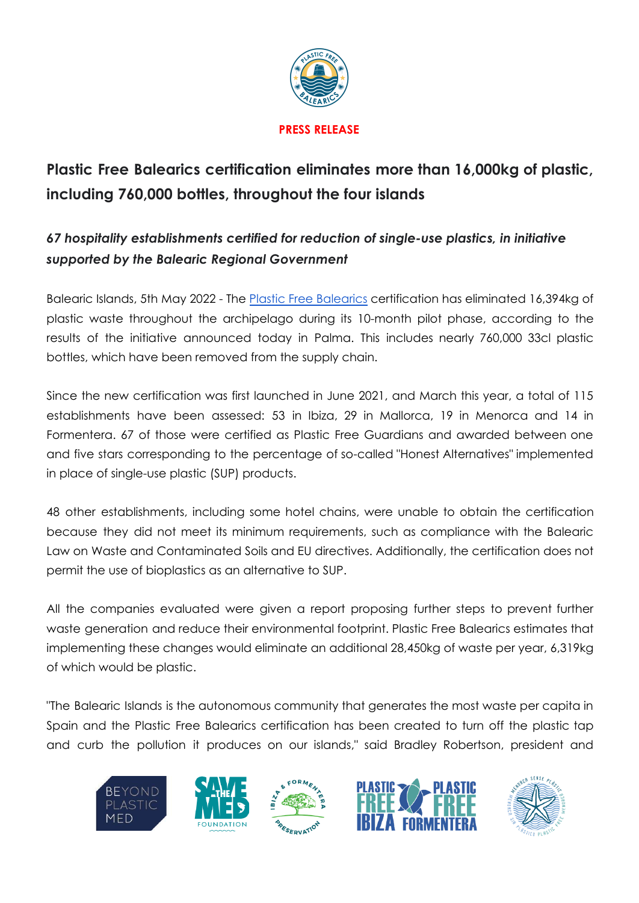**PRESS RELEASE**

# Plastic Free Balearics certification eliminates more than 16,000kg of plastic, including 760,000 bottles, throughout the four islands

## *67 hospitality establishments certified for reduction of single-use plastics, in initiative supported by the Balearic Regional Government*

Balearic Islands, 5th May 2022 - The Plastic Free Balearics certification has eliminated 16,394kg of plastic waste throughout the archipelago during its 10-month pilot phase, according to the results of the initiative announced today in Palma. This includes nearly 760,000 33cl plastic bottles, which have been removed from the supply chain.

Since the new certification was first launched in June 2021, and March this year, a total of 115 establishments have been assessed: 53 in Ibiza, 29 in Mallorca, 19 in Menorca and 14 in Formentera. 67 of those were certified as Plastic Free Guardians and awarded between one and five stars corresponding to the percentage of so-called "Honest Alternatives" implemented in place of single-use plastic (SUP) products.

48 other establishments, including some hotel chains, were unable to obtain the certification because they did not meet its minimum requirements, such as compliance with the Balearic Law on Waste and Contaminated Soils and EU directives. Additionally, the certification does not permit the use of bioplastics as an alternative to SUP.

All the companies evaluated were given a report proposing further steps to prevent further waste generation and reduce their environmental footprint. Plastic Free Balearics estimates that implementing these changes would eliminate an additional 28,450kg of waste per year, 6,319kg of which would be plastic.

"The Balearic Islands is the autonomous community that generates the most waste per capita in Spain and the Plastic Free Balearics certification has been created to turn off the plastic tap and curb the pollution it produces on our islands," said Bradley Robertson, president and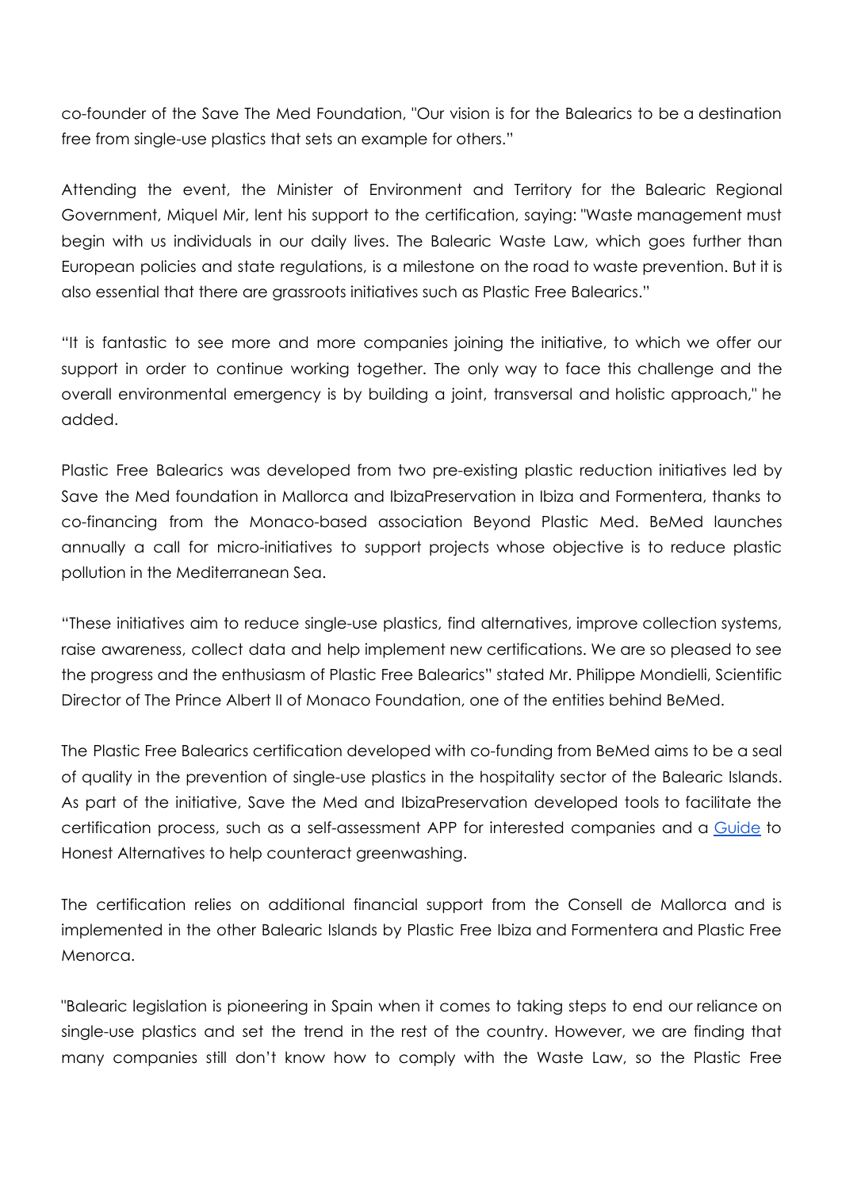co-founder of the Save The Med Foundation, "Our vision is for the Balearics to be a destination free from single-use plastics that sets an example for others."

Attending the event, the Minister of Environment and Territory for the Balearic Regional Government, Miquel Mir, lent his support to the certification, saying: "Waste management must begin with us individuals in our daily lives. The Balearic Waste Law, which goes further than European policies and state regulations, is a milestone on the road to waste prevention. But it is also essential that there are grassroots initiatives such as Plastic Free Balearics."

"It is fantastic to see more and more companies joining the initiative, to which we offer our support in order to continue working together. The only way to face this challenge and the overall environmental emergency is by building a joint, transversal and holistic approach," he added.

Plastic Free Balearics was developed from two pre-existing plastic reduction initiatives led by Save the Med foundation in Mallorca and IbizaPreservation in Ibiza and Formentera, thanks to co-financing from the Monaco-based association Beyond Plastic Med. BeMed launches annually a call for micro-initiatives to support projects whose objective is to reduce plastic pollution in the Mediterranean Sea.

"These initiatives aim to reduce single-use plastics, find alternatives, improve collection systems, raise awareness, collect data and help implement new certifications. We are so pleased to see the progress and the enthusiasm of Plastic Free Balearics" stated Mr. Philippe Mondielli, Scientific Director of The Prince Albert II of Monaco Foundation, one of the entities behind BeMed.

The Plastic Free Balearics certification developed with co-funding from BeMed aims to be a seal of quality in the prevention of single-use plastics in the hospitality sector of the Balearic Islands. As part of the initiative, Save the Med and IbizaPreservation developed tools to facilitate the certification process, such as a self-assessment APP for interested companies and a Guide to Honest Alternatives to help counteract greenwashing.

The certification relies on additional financial support from the Consell de Mallorca and is implemented in the other Balearic Islands by Plastic Free Ibiza and Formentera and Plastic Free Menorca.

"Balearic legislation is pioneering in Spain when it comes to taking steps to end our reliance on single-use plastics and set the trend in the rest of the country. However, we are finding that many companies still don't know how to comply with the Waste Law, so the Plastic Free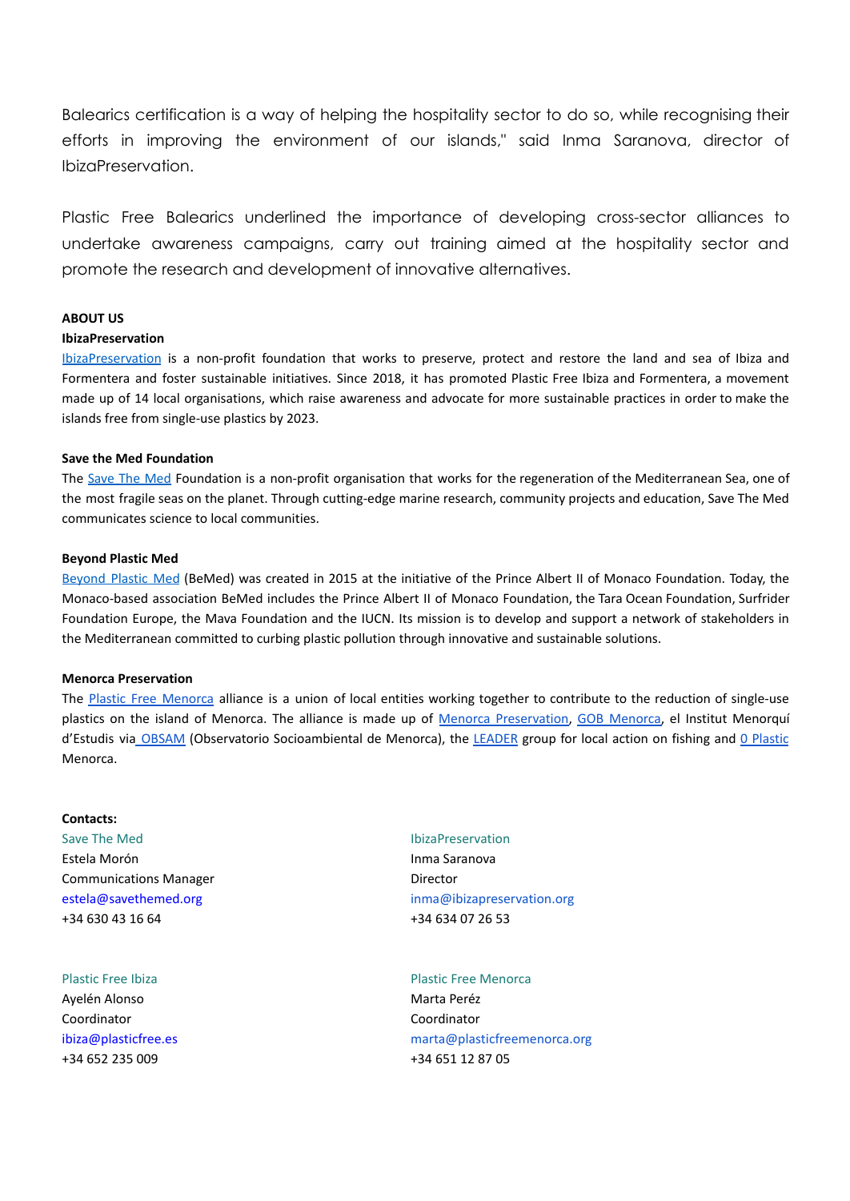Balearics certification is a way of helping the hospitality sector to do so, while recognising their efforts in improving the environment of our islands," said Inma Saranova, director of IbizaPreservation.

Plastic Free Balearics underlined the importance of developing cross-sector alliances to undertake awareness campaigns, carry out training aimed at the hospitality sector and promote the research and development of innovative alternatives.

**ABOUT US**

**IbizaPreservation**

IbizaPreservation is a non-profit foundation that works to preserve, protect and restore the land and sea of Ibiza and Formentera and foster sustainable initiatives. Since 2018, it has promoted Plastic Free Ibiza and Formentera, a movement made up of 14 local organisations, which raise awareness and advocate for more sustainable practices in order to make the islands free from single-use plastics by 2023.

**Save the Med Foundation**

The Save The Med Foundation is a non-profit organisation that works for the regeneration of the Mediterranean Sea, one of the most fragile seas on the planet. Through cutting-edge marine research, community projects and education, Save The Med communicates science to local communities.

**Beyond Plastic Med**

Beyond Plastic Med (BeMed) was created in 2015 at the initiative of the Prince Albert II of Monaco Foundation. Today, the Monaco-based association BeMed includes the Prince Albert II of Monaco Foundation, the Tara Ocean Foundation, Surfrider Foundation Europe, the Mava Foundation and the IUCN. Its mission is to develop and support a network of stakeholders in the Mediterranean committed to curbing plastic pollution through innovative and sustainable solutions.

**Menorca Preservation**

The Plastic Free Menorca alliance is a union of local entities working together to contribute to the reduction of single-use plastics on the island of Menorca. The alliance is made up of Menorca Preservation, GOB Menorca, el Institut Menorquí d'Estudis via OBSAM (Observatorio Socioambiental de Menorca), the LEADER group for local action on fishing and 0 Plastic Menorca.

**Contacts:**

Save The Med
Estela Morón
Communications Manager
estela@savethemed.org
+34 630 43 16 64

IbizaPreservation
Inma Saranova
Director
inma@ibizapreservation.org
+34 634 07 26 53

Plastic Free Ibiza
Ayelén Alonso
Coordinator
ibiza@plasticfree.es
+34 652 235 009

Plastic Free Menorca
Marta Peréz
Coordinator
marta@plasticfreemenorca.org
+34 651 12 87 05